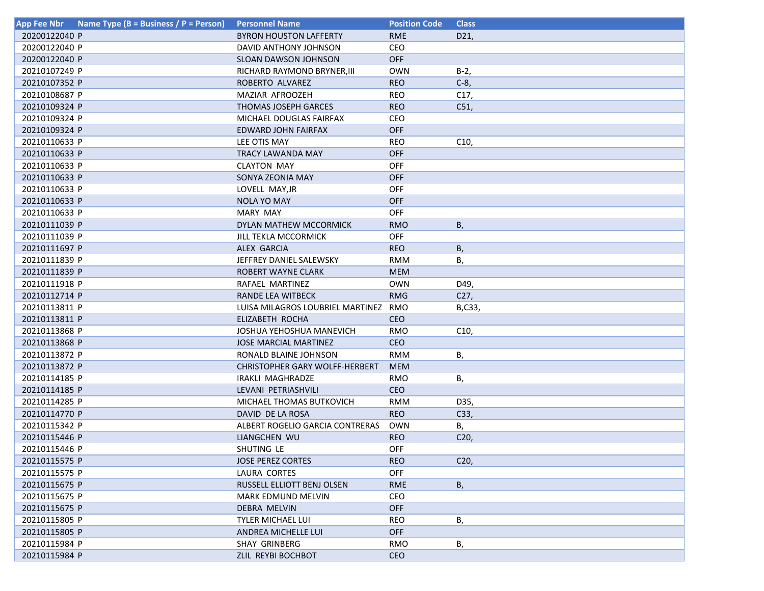| App Fee Nbr | Name Type (B = Business / P = Person) | Personnel Name | Position Code | Class |
|---|---|---|---|---|
| 20200122040 | P | BYRON HOUSTON LAFFERTY | RME | D21, |
| 20200122040 | P | DAVID ANTHONY JOHNSON | CEO | |
| 20200122040 | P | SLOAN DAWSON JOHNSON | OFF | |
| 20210107249 | P | RICHARD RAYMOND BRYNER,III | OWN | B-2, |
| 20210107352 | P | ROBERTO  ALVAREZ | REO | C-8, |
| 20210108687 | P | MAZIAR  AFROOZEH | REO | C17, |
| 20210109324 | P | THOMAS JOSEPH GARCES | REO | C51, |
| 20210109324 | P | MICHAEL DOUGLAS FAIRFAX | CEO | |
| 20210109324 | P | EDWARD JOHN FAIRFAX | OFF | |
| 20210110633 | P | LEE OTIS MAY | REO | C10, |
| 20210110633 | P | TRACY LAWANDA MAY | OFF | |
| 20210110633 | P | CLAYTON  MAY | OFF | |
| 20210110633 | P | SONYA ZEONIA MAY | OFF | |
| 20210110633 | P | LOVELL  MAY,JR | OFF | |
| 20210110633 | P | NOLA YO MAY | OFF | |
| 20210110633 | P | MARY  MAY | OFF | |
| 20210111039 | P | DYLAN MATHEW MCCORMICK | RMO | B, |
| 20210111039 | P | JILL TEKLA MCCORMICK | OFF | |
| 20210111697 | P | ALEX  GARCIA | REO | B, |
| 20210111839 | P | JEFFREY DANIEL SALEWSKY | RMM | B, |
| 20210111839 | P | ROBERT WAYNE CLARK | MEM | |
| 20210111918 | P | RAFAEL  MARTINEZ | OWN | D49, |
| 20210112714 | P | RANDE LEA WITBECK | RMG | C27, |
| 20210113811 | P | LUISA MILAGROS LOUBRIEL MARTINEZ | RMO | B,C33, |
| 20210113811 | P | ELIZABETH  ROCHA | CEO | |
| 20210113868 | P | JOSHUA YEHOSHUA MANEVICH | RMO | C10, |
| 20210113868 | P | JOSE MARCIAL MARTINEZ | CEO | |
| 20210113872 | P | RONALD BLAINE JOHNSON | RMM | B, |
| 20210113872 | P | CHRISTOPHER GARY WOLFF-HERBERT | MEM | |
| 20210114185 | P | IRAKLI  MAGHRADZE | RMO | B, |
| 20210114185 | P | LEVANI  PETRIASHVILI | CEO | |
| 20210114285 | P | MICHAEL THOMAS BUTKOVICH | RMM | D35, |
| 20210114770 | P | DAVID  DE LA ROSA | REO | C33, |
| 20210115342 | P | ALBERT ROGELIO GARCIA CONTRERAS | OWN | B, |
| 20210115446 | P | LIANGCHEN  WU | REO | C20, |
| 20210115446 | P | SHUTING  LE | OFF | |
| 20210115575 | P | JOSE PEREZ CORTES | REO | C20, |
| 20210115575 | P | LAURA  CORTES | OFF | |
| 20210115675 | P | RUSSELL ELLIOTT BENJ OLSEN | RME | B, |
| 20210115675 | P | MARK EDMUND MELVIN | CEO | |
| 20210115675 | P | DEBRA  MELVIN | OFF | |
| 20210115805 | P | TYLER MICHAEL LUI | REO | B, |
| 20210115805 | P | ANDREA MICHELLE LUI | OFF | |
| 20210115984 | P | SHAY  GRINBERG | RMO | B, |
| 20210115984 | P | ZLIL  REYBI BOCHBOT | CEO | |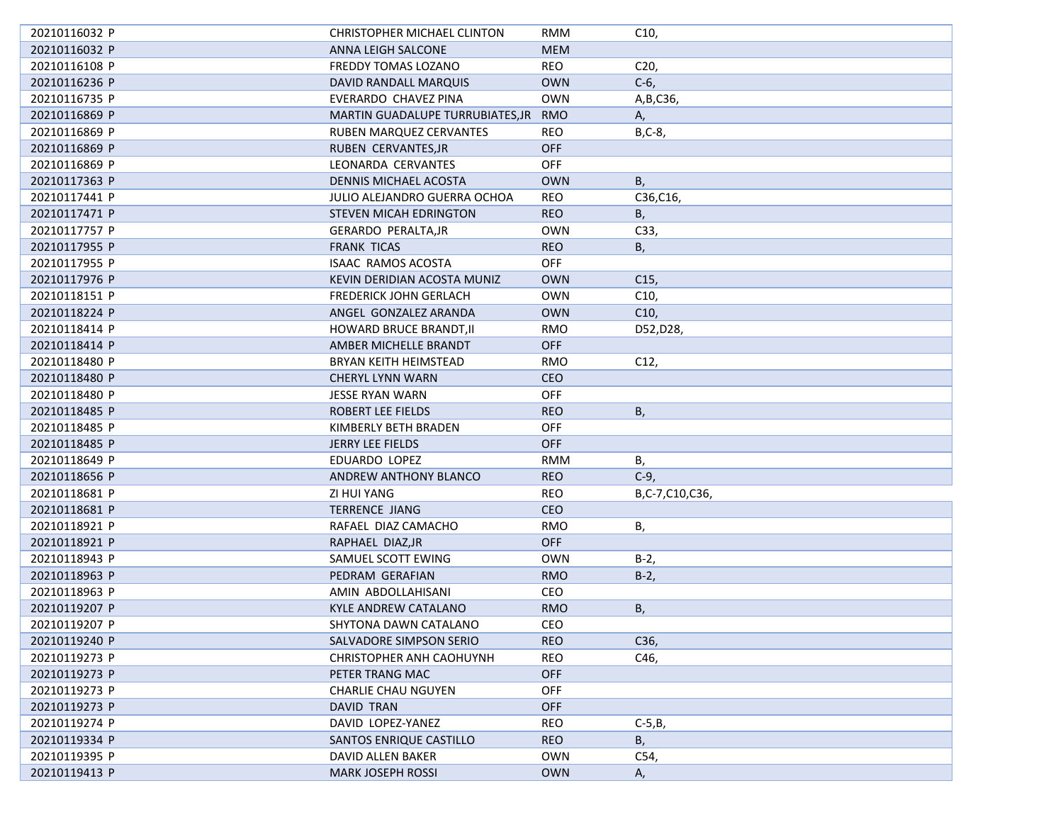| | | | |
|---|---|---|---|
| 20210116032 P | CHRISTOPHER MICHAEL CLINTON | RMM | C10, |
| 20210116032 P | ANNA LEIGH SALCONE | MEM | |
| 20210116108 P | FREDDY TOMAS LOZANO | REO | C20, |
| 20210116236 P | DAVID RANDALL MARQUIS | OWN | C-6, |
| 20210116735 P | EVERARDO CHAVEZ PINA | OWN | A,B,C36, |
| 20210116869 P | MARTIN GUADALUPE TURRUBIATES,JR | RMO | A, |
| 20210116869 P | RUBEN MARQUEZ CERVANTES | REO | B,C-8, |
| 20210116869 P | RUBEN CERVANTES,JR | OFF | |
| 20210116869 P | LEONARDA CERVANTES | OFF | |
| 20210117363 P | DENNIS MICHAEL ACOSTA | OWN | B, |
| 20210117441 P | JULIO ALEJANDRO GUERRA OCHOA | REO | C36,C16, |
| 20210117471 P | STEVEN MICAH EDRINGTON | REO | B, |
| 20210117757 P | GERARDO PERALTA,JR | OWN | C33, |
| 20210117955 P | FRANK TICAS | REO | B, |
| 20210117955 P | ISAAC RAMOS ACOSTA | OFF | |
| 20210117976 P | KEVIN DERIDIAN ACOSTA MUNIZ | OWN | C15, |
| 20210118151 P | FREDERICK JOHN GERLACH | OWN | C10, |
| 20210118224 P | ANGEL GONZALEZ ARANDA | OWN | C10, |
| 20210118414 P | HOWARD BRUCE BRANDT,II | RMO | D52,D28, |
| 20210118414 P | AMBER MICHELLE BRANDT | OFF | |
| 20210118480 P | BRYAN KEITH HEIMSTEAD | RMO | C12, |
| 20210118480 P | CHERYL LYNN WARN | CEO | |
| 20210118480 P | JESSE RYAN WARN | OFF | |
| 20210118485 P | ROBERT LEE FIELDS | REO | B, |
| 20210118485 P | KIMBERLY BETH BRADEN | OFF | |
| 20210118485 P | JERRY LEE FIELDS | OFF | |
| 20210118649 P | EDUARDO LOPEZ | RMM | B, |
| 20210118656 P | ANDREW ANTHONY BLANCO | REO | C-9, |
| 20210118681 P | ZI HUI YANG | REO | B,C-7,C10,C36, |
| 20210118681 P | TERRENCE JIANG | CEO | |
| 20210118921 P | RAFAEL DIAZ CAMACHO | RMO | B, |
| 20210118921 P | RAPHAEL DIAZ,JR | OFF | |
| 20210118943 P | SAMUEL SCOTT EWING | OWN | B-2, |
| 20210118963 P | PEDRAM GERAFIAN | RMO | B-2, |
| 20210118963 P | AMIN ABDOLLAHISANI | CEO | |
| 20210119207 P | KYLE ANDREW CATALANO | RMO | B, |
| 20210119207 P | SHYTONA DAWN CATALANO | CEO | |
| 20210119240 P | SALVADORE SIMPSON SERIO | REO | C36, |
| 20210119273 P | CHRISTOPHER ANH CAOHUYNH | REO | C46, |
| 20210119273 P | PETER TRANG MAC | OFF | |
| 20210119273 P | CHARLIE CHAU NGUYEN | OFF | |
| 20210119273 P | DAVID TRAN | OFF | |
| 20210119274 P | DAVID LOPEZ-YANEZ | REO | C-5,B, |
| 20210119334 P | SANTOS ENRIQUE CASTILLO | REO | B, |
| 20210119395 P | DAVID ALLEN BAKER | OWN | C54, |
| 20210119413 P | MARK JOSEPH ROSSI | OWN | A, |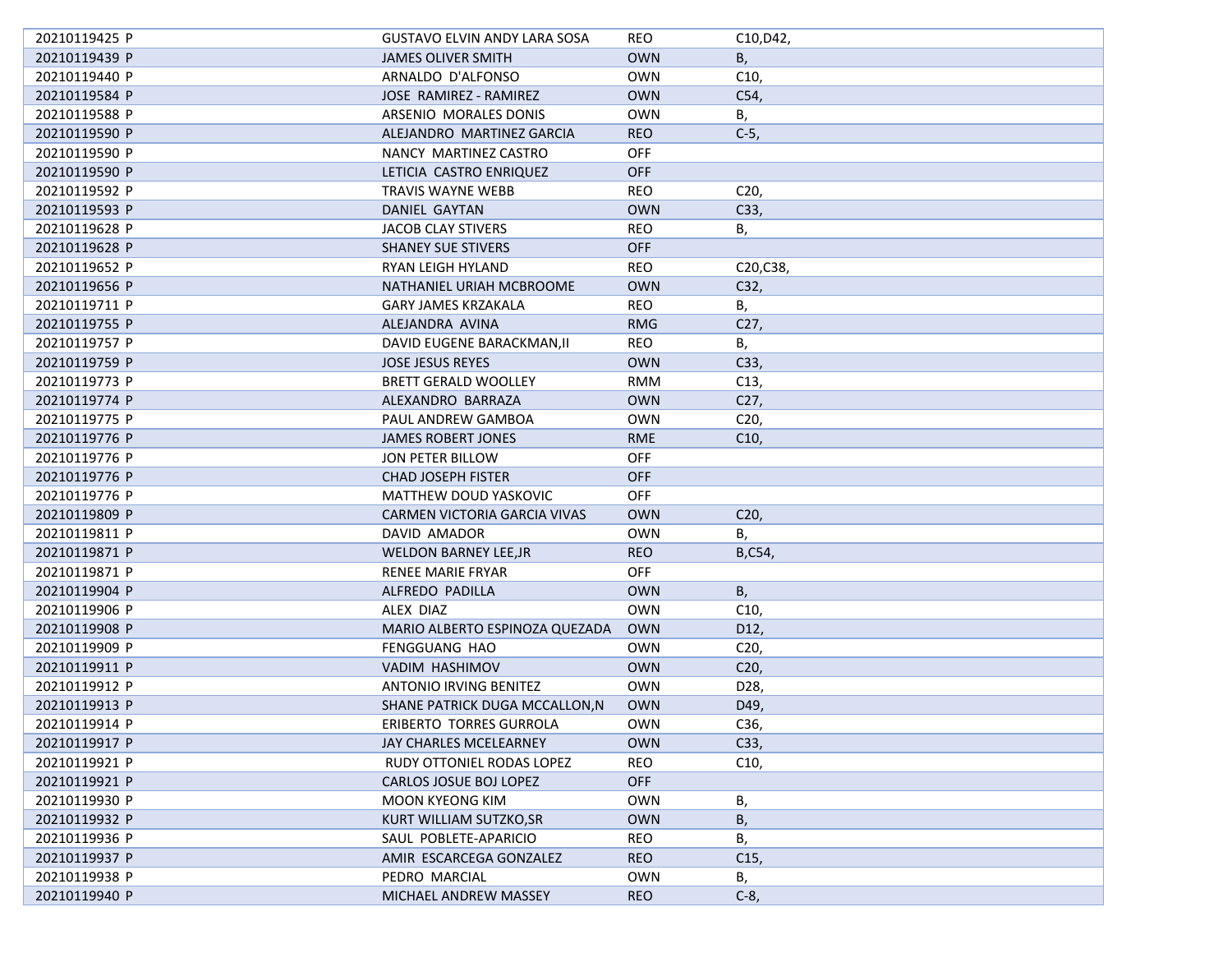| | | | |
|---|---|---|---|
| 20210119425 P | GUSTAVO ELVIN ANDY LARA SOSA | REO | C10,D42, |
| 20210119439 P | JAMES OLIVER SMITH | OWN | B, |
| 20210119440 P | ARNALDO D'ALFONSO | OWN | C10, |
| 20210119584 P | JOSE RAMIREZ - RAMIREZ | OWN | C54, |
| 20210119588 P | ARSENIO MORALES DONIS | OWN | B, |
| 20210119590 P | ALEJANDRO MARTINEZ GARCIA | REO | C-5, |
| 20210119590 P | NANCY MARTINEZ CASTRO | OFF | |
| 20210119590 P | LETICIA CASTRO ENRIQUEZ | OFF | |
| 20210119592 P | TRAVIS WAYNE WEBB | REO | C20, |
| 20210119593 P | DANIEL GAYTAN | OWN | C33, |
| 20210119628 P | JACOB CLAY STIVERS | REO | B, |
| 20210119628 P | SHANEY SUE STIVERS | OFF | |
| 20210119652 P | RYAN LEIGH HYLAND | REO | C20,C38, |
| 20210119656 P | NATHANIEL URIAH MCBROOME | OWN | C32, |
| 20210119711 P | GARY JAMES KRZAKALA | REO | B, |
| 20210119755 P | ALEJANDRA AVINA | RMG | C27, |
| 20210119757 P | DAVID EUGENE BARACKMAN,II | REO | B, |
| 20210119759 P | JOSE JESUS REYES | OWN | C33, |
| 20210119773 P | BRETT GERALD WOOLLEY | RMM | C13, |
| 20210119774 P | ALEXANDRO BARRAZA | OWN | C27, |
| 20210119775 P | PAUL ANDREW GAMBOA | OWN | C20, |
| 20210119776 P | JAMES ROBERT JONES | RME | C10, |
| 20210119776 P | JON PETER BILLOW | OFF | |
| 20210119776 P | CHAD JOSEPH FISTER | OFF | |
| 20210119776 P | MATTHEW DOUD YASKOVIC | OFF | |
| 20210119809 P | CARMEN VICTORIA GARCIA VIVAS | OWN | C20, |
| 20210119811 P | DAVID AMADOR | OWN | B, |
| 20210119871 P | WELDON BARNEY LEE,JR | REO | B,C54, |
| 20210119871 P | RENEE MARIE FRYAR | OFF | |
| 20210119904 P | ALFREDO PADILLA | OWN | B, |
| 20210119906 P | ALEX DIAZ | OWN | C10, |
| 20210119908 P | MARIO ALBERTO ESPINOZA QUEZADA | OWN | D12, |
| 20210119909 P | FENGGUANG HAO | OWN | C20, |
| 20210119911 P | VADIM HASHIMOV | OWN | C20, |
| 20210119912 P | ANTONIO IRVING BENITEZ | OWN | D28, |
| 20210119913 P | SHANE PATRICK DUGA MCCALLON,N | OWN | D49, |
| 20210119914 P | ERIBERTO TORRES GURROLA | OWN | C36, |
| 20210119917 P | JAY CHARLES MCELEARNEY | OWN | C33, |
| 20210119921 P | RUDY OTTONIEL RODAS LOPEZ | REO | C10, |
| 20210119921 P | CARLOS JOSUE BOJ LOPEZ | OFF | |
| 20210119930 P | MOON KYEONG KIM | OWN | B, |
| 20210119932 P | KURT WILLIAM SUTZKO,SR | OWN | B, |
| 20210119936 P | SAUL POBLETE-APARICIO | REO | B, |
| 20210119937 P | AMIR ESCARCEGA GONZALEZ | REO | C15, |
| 20210119938 P | PEDRO MARCIAL | OWN | B, |
| 20210119940 P | MICHAEL ANDREW MASSEY | REO | C-8, |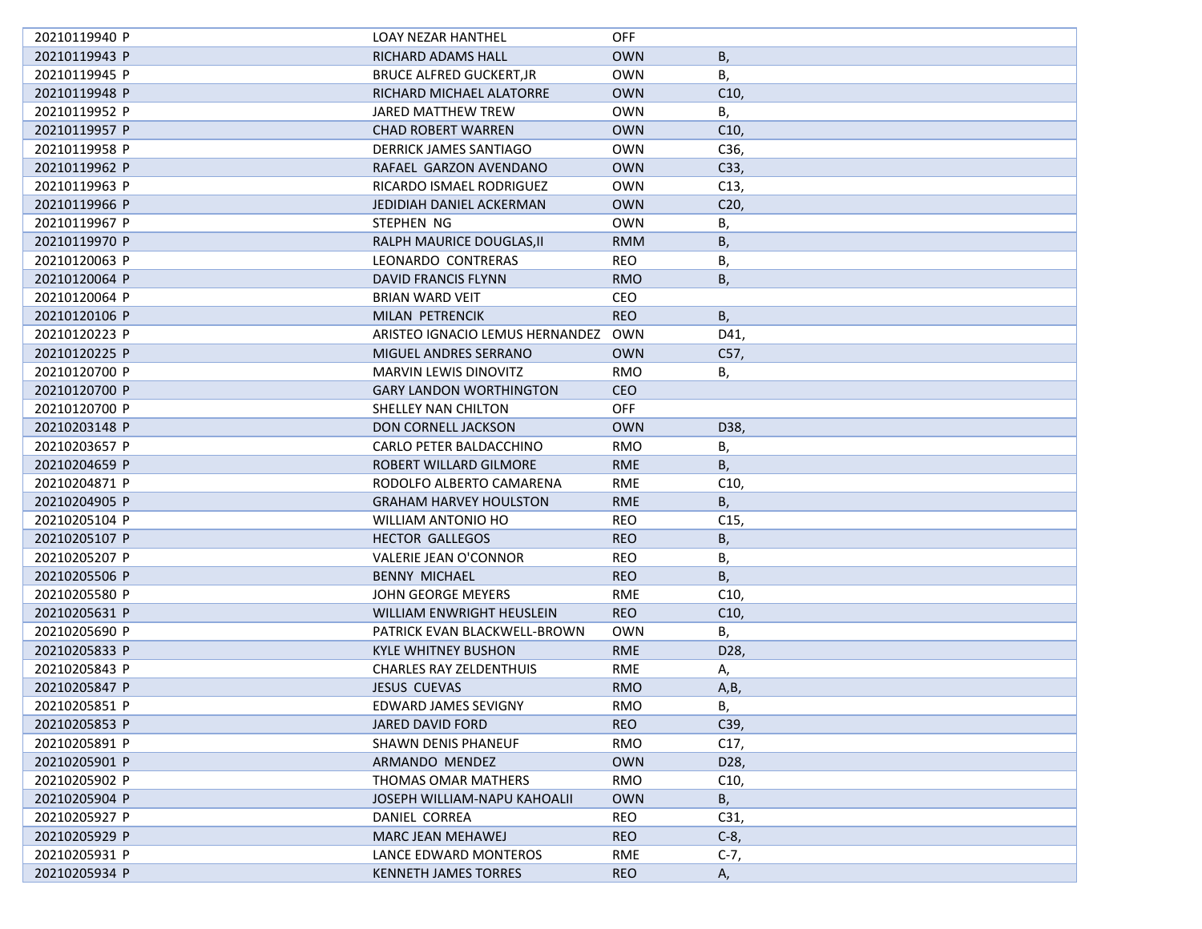| | | | |
|---|---|---|---|
| 20210119940 P | LOAY NEZAR HANTHEL | OFF | |
| 20210119943 P | RICHARD ADAMS HALL | OWN | B, |
| 20210119945 P | BRUCE ALFRED GUCKERT,JR | OWN | B, |
| 20210119948 P | RICHARD MICHAEL ALATORRE | OWN | C10, |
| 20210119952 P | JARED MATTHEW TREW | OWN | B, |
| 20210119957 P | CHAD ROBERT WARREN | OWN | C10, |
| 20210119958 P | DERRICK JAMES SANTIAGO | OWN | C36, |
| 20210119962 P | RAFAEL GARZON AVENDANO | OWN | C33, |
| 20210119963 P | RICARDO ISMAEL RODRIGUEZ | OWN | C13, |
| 20210119966 P | JEDIDIAH DANIEL ACKERMAN | OWN | C20, |
| 20210119967 P | STEPHEN NG | OWN | B, |
| 20210119970 P | RALPH MAURICE DOUGLAS,II | RMM | B, |
| 20210120063 P | LEONARDO CONTRERAS | REO | B, |
| 20210120064 P | DAVID FRANCIS FLYNN | RMO | B, |
| 20210120064 P | BRIAN WARD VEIT | CEO | |
| 20210120106 P | MILAN PETRENCIK | REO | B, |
| 20210120223 P | ARISTEO IGNACIO LEMUS HERNANDEZ | OWN | D41, |
| 20210120225 P | MIGUEL ANDRES SERRANO | OWN | C57, |
| 20210120700 P | MARVIN LEWIS DINOVITZ | RMO | B, |
| 20210120700 P | GARY LANDON WORTHINGTON | CEO | |
| 20210120700 P | SHELLEY NAN CHILTON | OFF | |
| 20210203148 P | DON CORNELL JACKSON | OWN | D38, |
| 20210203657 P | CARLO PETER BALDACCHINO | RMO | B, |
| 20210204659 P | ROBERT WILLARD GILMORE | RME | B, |
| 20210204871 P | RODOLFO ALBERTO CAMARENA | RME | C10, |
| 20210204905 P | GRAHAM HARVEY HOULSTON | RME | B, |
| 20210205104 P | WILLIAM ANTONIO HO | REO | C15, |
| 20210205107 P | HECTOR GALLEGOS | REO | B, |
| 20210205207 P | VALERIE JEAN O'CONNOR | REO | B, |
| 20210205506 P | BENNY MICHAEL | REO | B, |
| 20210205580 P | JOHN GEORGE MEYERS | RME | C10, |
| 20210205631 P | WILLIAM ENWRIGHT HEUSLEIN | REO | C10, |
| 20210205690 P | PATRICK EVAN BLACKWELL-BROWN | OWN | B, |
| 20210205833 P | KYLE WHITNEY BUSHON | RME | D28, |
| 20210205843 P | CHARLES RAY ZELDENTHUIS | RME | A, |
| 20210205847 P | JESUS CUEVAS | RMO | A,B, |
| 20210205851 P | EDWARD JAMES SEVIGNY | RMO | B, |
| 20210205853 P | JARED DAVID FORD | REO | C39, |
| 20210205891 P | SHAWN DENIS PHANEUF | RMO | C17, |
| 20210205901 P | ARMANDO MENDEZ | OWN | D28, |
| 20210205902 P | THOMAS OMAR MATHERS | RMO | C10, |
| 20210205904 P | JOSEPH WILLIAM-NAPU KAHOALII | OWN | B, |
| 20210205927 P | DANIEL CORREA | REO | C31, |
| 20210205929 P | MARC JEAN MEHAWEJ | REO | C-8, |
| 20210205931 P | LANCE EDWARD MONTEROS | RME | C-7, |
| 20210205934 P | KENNETH JAMES TORRES | REO | A, |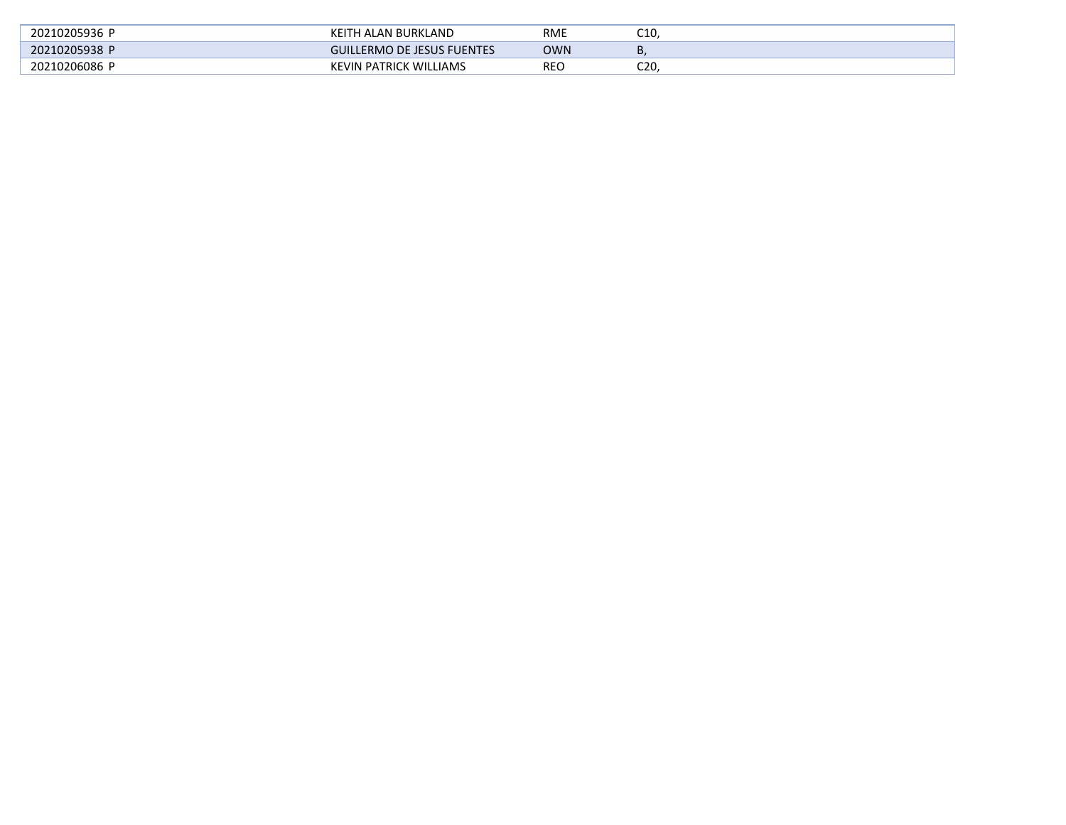| | | | |
|---|---|---|---|
| 20210205936 P | KEITH ALAN BURKLAND | RME | C10, |
| 20210205938 P | GUILLERMO DE JESUS FUENTES | OWN | B, |
| 20210206086 P | KEVIN PATRICK WILLIAMS | REO | C20, |